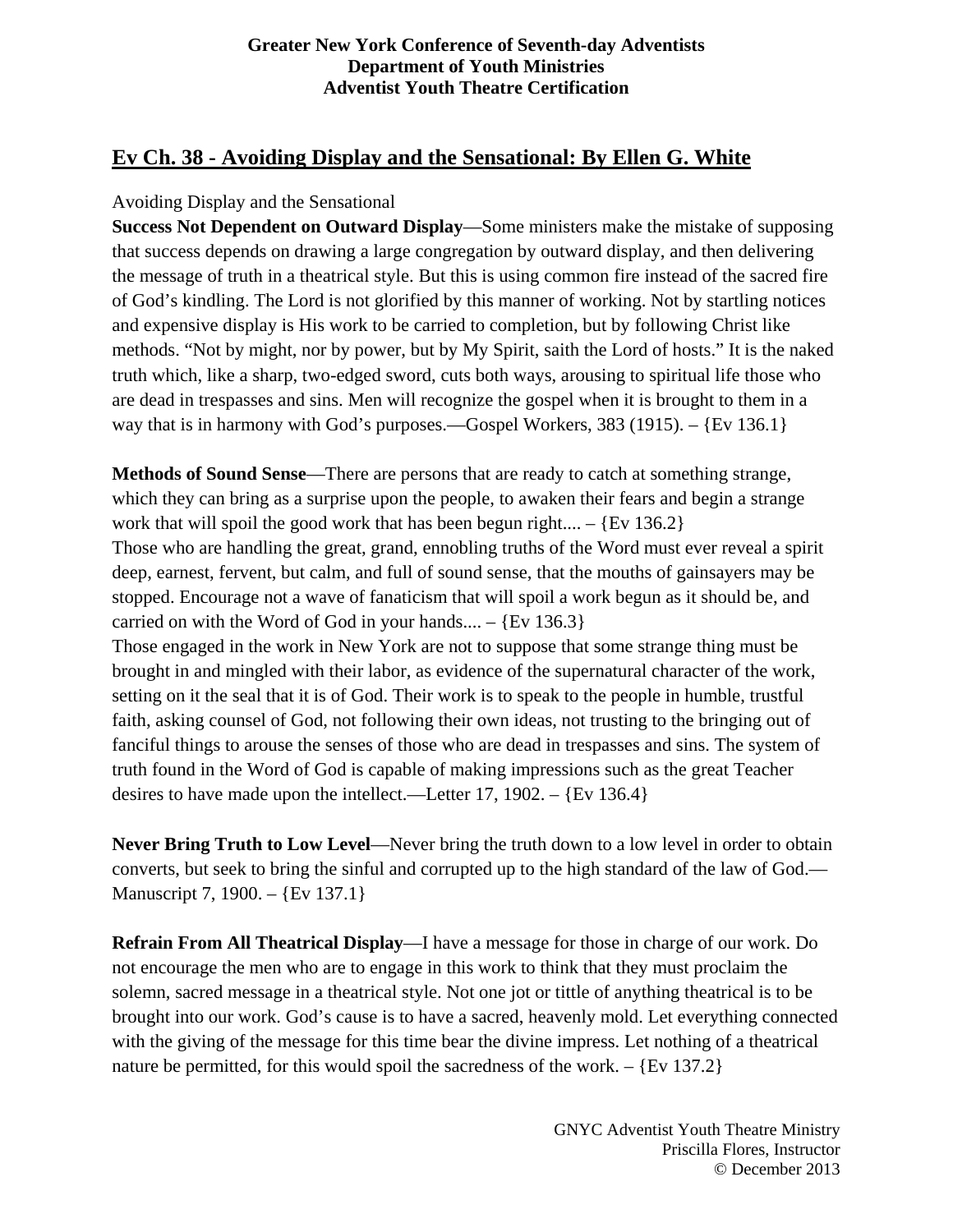**Greater New York Conference of Seventh-day Adventists**
**Department of Youth Ministries**
**Adventist Youth Theatre Certification**

## Ev Ch. 38 - Avoiding Display and the Sensational: By Ellen G. White

Avoiding Display and the Sensational

**Success Not Dependent on Outward Display**—Some ministers make the mistake of supposing that success depends on drawing a large congregation by outward display, and then delivering the message of truth in a theatrical style. But this is using common fire instead of the sacred fire of God's kindling. The Lord is not glorified by this manner of working. Not by startling notices and expensive display is His work to be carried to completion, but by following Christ like methods. "Not by might, nor by power, but by My Spirit, saith the Lord of hosts." It is the naked truth which, like a sharp, two-edged sword, cuts both ways, arousing to spiritual life those who are dead in trespasses and sins. Men will recognize the gospel when it is brought to them in a way that is in harmony with God's purposes.—Gospel Workers, 383 (1915). – {Ev 136.1}

**Methods of Sound Sense**—There are persons that are ready to catch at something strange, which they can bring as a surprise upon the people, to awaken their fears and begin a strange work that will spoil the good work that has been begun right.... – {Ev 136.2}

Those who are handling the great, grand, ennobling truths of the Word must ever reveal a spirit deep, earnest, fervent, but calm, and full of sound sense, that the mouths of gainsayers may be stopped. Encourage not a wave of fanaticism that will spoil a work begun as it should be, and carried on with the Word of God in your hands.... – {Ev 136.3}

Those engaged in the work in New York are not to suppose that some strange thing must be brought in and mingled with their labor, as evidence of the supernatural character of the work, setting on it the seal that it is of God. Their work is to speak to the people in humble, trustful faith, asking counsel of God, not following their own ideas, not trusting to the bringing out of fanciful things to arouse the senses of those who are dead in trespasses and sins. The system of truth found in the Word of God is capable of making impressions such as the great Teacher desires to have made upon the intellect.—Letter 17, 1902. – {Ev 136.4}

**Never Bring Truth to Low Level**—Never bring the truth down to a low level in order to obtain converts, but seek to bring the sinful and corrupted up to the high standard of the law of God.—Manuscript 7, 1900. – {Ev 137.1}

**Refrain From All Theatrical Display**—I have a message for those in charge of our work. Do not encourage the men who are to engage in this work to think that they must proclaim the solemn, sacred message in a theatrical style. Not one jot or tittle of anything theatrical is to be brought into our work. God's cause is to have a sacred, heavenly mold. Let everything connected with the giving of the message for this time bear the divine impress. Let nothing of a theatrical nature be permitted, for this would spoil the sacredness of the work. – {Ev 137.2}

GNYC Adventist Youth Theatre Ministry
Priscilla Flores, Instructor
© December 2013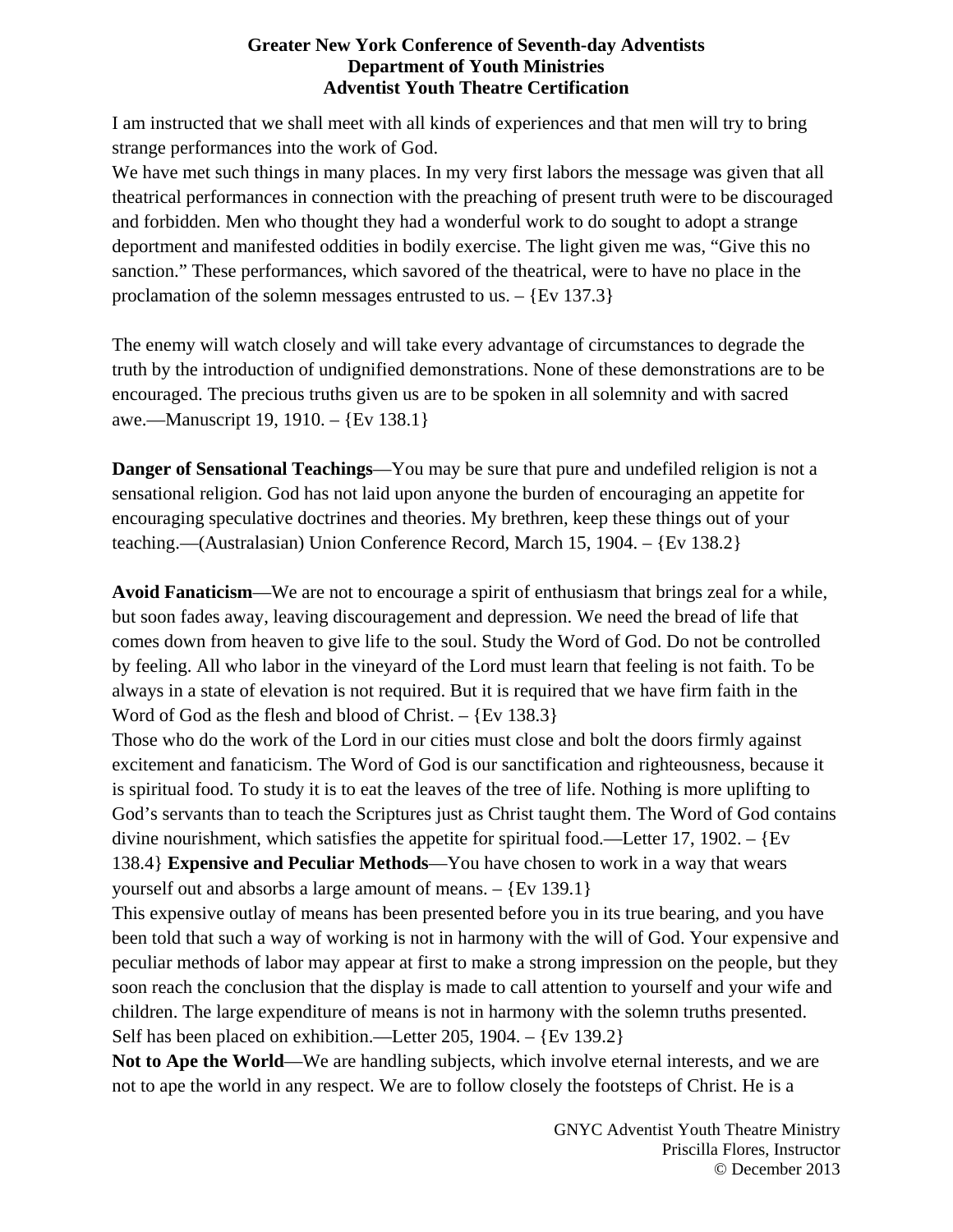I am instructed that we shall meet with all kinds of experiences and that men will try to bring strange performances into the work of God.

We have met such things in many places. In my very first labors the message was given that all theatrical performances in connection with the preaching of present truth were to be discouraged and forbidden. Men who thought they had a wonderful work to do sought to adopt a strange deportment and manifested oddities in bodily exercise. The light given me was, "Give this no sanction." These performances, which savored of the theatrical, were to have no place in the proclamation of the solemn messages entrusted to us. – {Ev 137.3}

The enemy will watch closely and will take every advantage of circumstances to degrade the truth by the introduction of undignified demonstrations. None of these demonstrations are to be encouraged. The precious truths given us are to be spoken in all solemnity and with sacred awe.—Manuscript 19, 1910. – {Ev 138.1}

**Danger of Sensational Teachings**—You may be sure that pure and undefiled religion is not a sensational religion. God has not laid upon anyone the burden of encouraging an appetite for encouraging speculative doctrines and theories. My brethren, keep these things out of your teaching.—(Australasian) Union Conference Record, March 15, 1904. – {Ev 138.2}

**Avoid Fanaticism**—We are not to encourage a spirit of enthusiasm that brings zeal for a while, but soon fades away, leaving discouragement and depression. We need the bread of life that comes down from heaven to give life to the soul. Study the Word of God. Do not be controlled by feeling. All who labor in the vineyard of the Lord must learn that feeling is not faith. To be always in a state of elevation is not required. But it is required that we have firm faith in the Word of God as the flesh and blood of Christ. – {Ev 138.3}

Those who do the work of the Lord in our cities must close and bolt the doors firmly against excitement and fanaticism. The Word of God is our sanctification and righteousness, because it is spiritual food. To study it is to eat the leaves of the tree of life. Nothing is more uplifting to God's servants than to teach the Scriptures just as Christ taught them. The Word of God contains divine nourishment, which satisfies the appetite for spiritual food.—Letter 17, 1902. – {Ev 138.4} **Expensive and Peculiar Methods**—You have chosen to work in a way that wears yourself out and absorbs a large amount of means. – {Ev 139.1}

This expensive outlay of means has been presented before you in its true bearing, and you have been told that such a way of working is not in harmony with the will of God. Your expensive and peculiar methods of labor may appear at first to make a strong impression on the people, but they soon reach the conclusion that the display is made to call attention to yourself and your wife and children. The large expenditure of means is not in harmony with the solemn truths presented. Self has been placed on exhibition.—Letter 205, 1904. – {Ev 139.2}

**Not to Ape the World**—We are handling subjects, which involve eternal interests, and we are not to ape the world in any respect. We are to follow closely the footsteps of Christ. He is a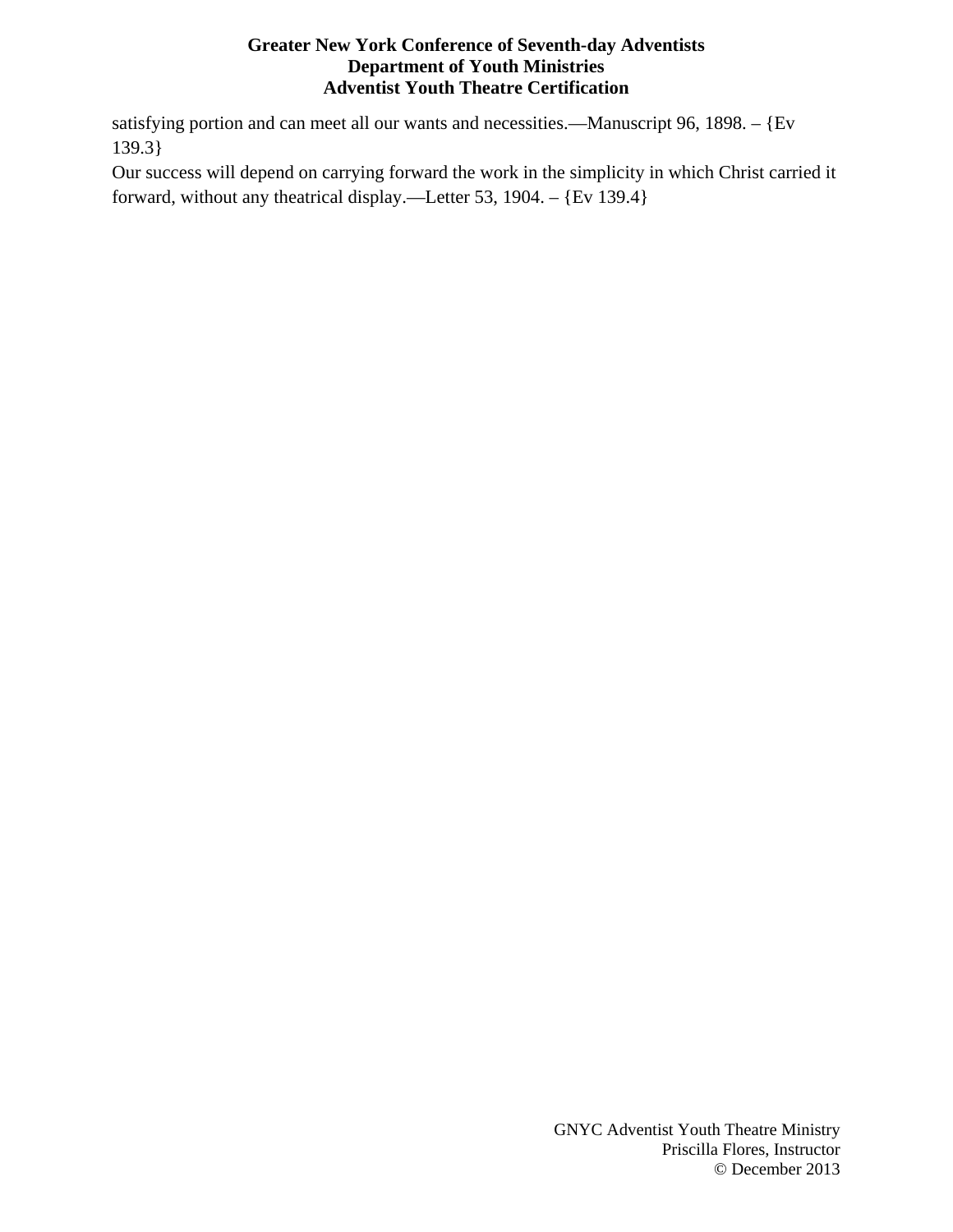satisfying portion and can meet all our wants and necessities.—Manuscript 96, 1898. – {Ev 139.3}

Our success will depend on carrying forward the work in the simplicity in which Christ carried it forward, without any theatrical display.—Letter 53, 1904. – {Ev 139.4}